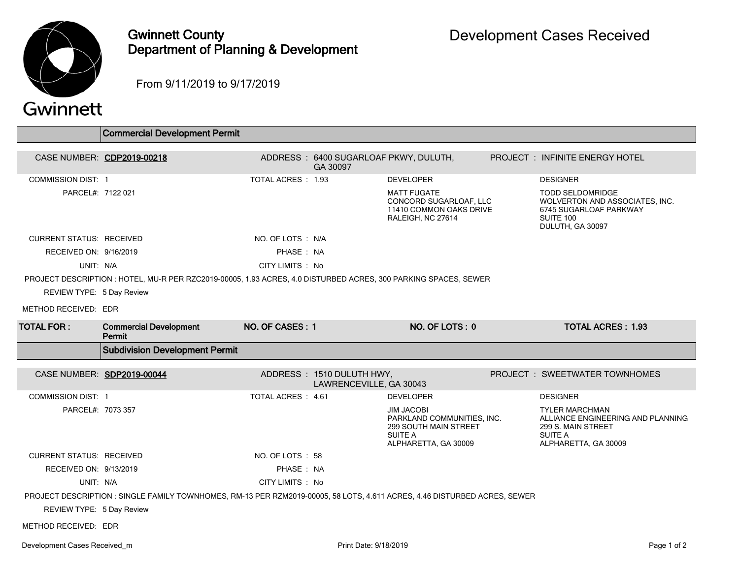# Gwinnett County Department of Planning & Development

## Development Cases Received

From 9/11/2019 to 9/17/2019

## Commercial Development Permit

**CASE NUMBER:** CDP2019-00218
**ADDRESS:** 6400 SUGARLOAF PKWY, DULUTH, GA 30097
**PROJECT:** INFINITE ENERGY HOTEL

COMMISSION DIST: 1
TOTAL ACRES: 1.93
PARCEL#: 7122 021

**DEVELOPER**
MATT FUGATE
CONCORD SUGARLOAF, LLC
11410 COMMON OAKS DRIVE
RALEIGH, NC 27614

**DESIGNER**
TODD SELDOMRIDGE
WOLVERTON AND ASSOCIATES, INC.
6745 SUGARLOAF PARKWAY
SUITE 100
DULUTH, GA 30097

CURRENT STATUS: RECEIVED
NO. OF LOTS: N/A
RECEIVED ON: 9/16/2019
PHASE: NA
UNIT: N/A
CITY LIMITS: No

PROJECT DESCRIPTION : HOTEL, MU-R PER RZC2019-00005, 1.93 ACRES, 4.0 DISTURBED ACRES, 300 PARKING SPACES, SEWER

REVIEW TYPE: 5 Day Review

METHOD RECEIVED: EDR

| TOTAL FOR: | Commercial Development Permit | NO. OF CASES: 1 | NO. OF LOTS: 0 | TOTAL ACRES: 1.93 |
|---|---|---|---|---|

## Subdivision Development Permit

**CASE NUMBER:** SDP2019-00044
**ADDRESS:** 1510 DULUTH HWY, LAWRENCEVILLE, GA 30043
**PROJECT:** SWEETWATER TOWNHOMES

COMMISSION DIST: 1
TOTAL ACRES: 4.61
PARCEL#: 7073 357

**DEVELOPER**
JIM JACOBI
PARKLAND COMMUNITIES, INC.
299 SOUTH MAIN STREET
SUITE A
ALPHARETTA, GA 30009

**DESIGNER**
TYLER MARCHMAN
ALLIANCE ENGINEERING AND PLANNING
299 S. MAIN STREET
SUITE A
ALPHARETTA, GA 30009

CURRENT STATUS: RECEIVED
NO. OF LOTS: 58
RECEIVED ON: 9/13/2019
PHASE: NA
UNIT: N/A
CITY LIMITS: No

PROJECT DESCRIPTION : SINGLE FAMILY TOWNHOMES, RM-13 PER RZM2019-00005, 58 LOTS, 4.611 ACRES, 4.46 DISTURBED ACRES, SEWER

REVIEW TYPE: 5 Day Review

METHOD RECEIVED: EDR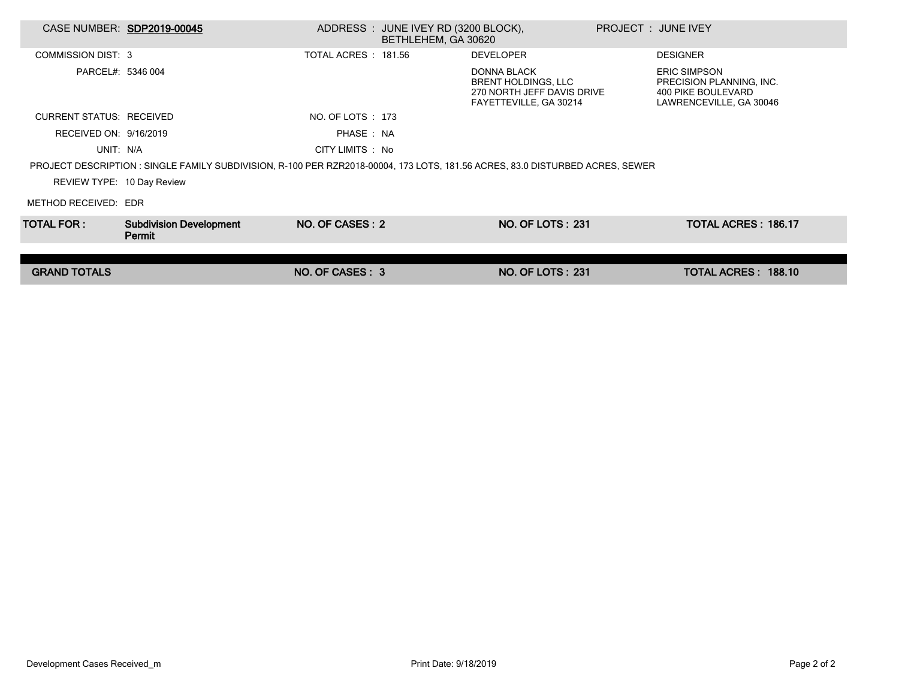| | | | | | |
|---|---|---|---|---|---|
| CASE NUMBER: | **SDP2019-00045** | ADDRESS : | JUNE IVEY RD (3200 BLOCK), BETHLEHEM, GA 30620 | PROJECT : | JUNE IVEY |
| COMMISSION DIST: | 3 | TOTAL ACRES : | 181.56 | DEVELOPER | DESIGNER |
| PARCEL#: | 5346 004 | | | DONNA BLACK<br>BRENT HOLDINGS, LLC<br>270 NORTH JEFF DAVIS DRIVE<br>FAYETTEVILLE, GA 30214 | ERIC SIMPSON<br>PRECISION PLANNING, INC.<br>400 PIKE BOULEVARD<br>LAWRENCEVILLE, GA 30046 |
| CURRENT STATUS: | RECEIVED | NO. OF LOTS : | 173 | | |
| RECEIVED ON: | 9/16/2019 | PHASE : | NA | | |
| UNIT: | N/A | CITY LIMITS : | No | | |

PROJECT DESCRIPTION : SINGLE FAMILY SUBDIVISION, R-100 PER RZR2018-00004, 173 LOTS, 181.56 ACRES, 83.0 DISTURBED ACRES, SEWER

REVIEW TYPE: 10 Day Review

METHOD RECEIVED: EDR

| | | | | |
|---|---|---|---|---|
| **TOTAL FOR :** | **Subdivision Development Permit** | **NO. OF CASES : 2** | **NO. OF LOTS : 231** | **TOTAL ACRES : 186.17** |
| **GRAND TOTALS** | | **NO. OF CASES : 3** | **NO. OF LOTS : 231** | **TOTAL ACRES : 188.10** |

Development Cases Received_m

Print Date: 9/18/2019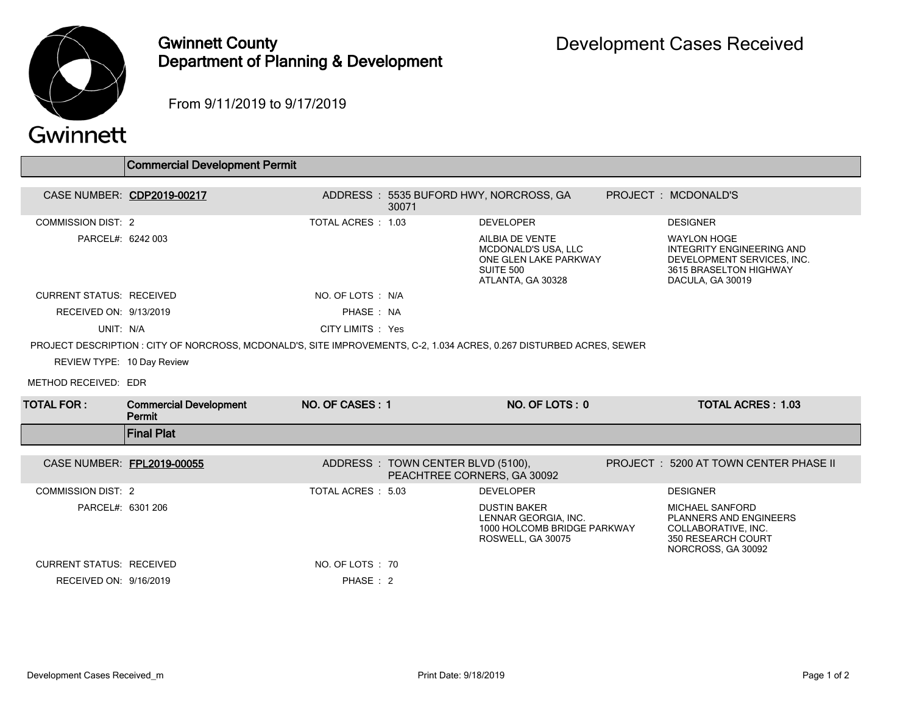# Gwinnett County Department of Planning & Development

## Development Cases Received

From 9/11/2019 to 9/17/2019

### Commercial Development Permit

| | | | |
|---|---|---|---|
| CASE NUMBER: **CDP2019-00217** | ADDRESS : 5535 BUFORD HWY, NORCROSS, GA 30071 | | PROJECT : MCDONALD'S |
| COMMISSION DIST: 2 | TOTAL ACRES : 1.03 | DEVELOPER | DESIGNER |
| PARCEL#: 6242 003 | | AILBIA DE VENTE<br>MCDONALD'S USA, LLC<br>ONE GLEN LAKE PARKWAY<br>SUITE 500<br>ATLANTA, GA 30328 | WAYLON HOGE<br>INTEGRITY ENGINEERING AND DEVELOPMENT SERVICES, INC.<br>3615 BRASELTON HIGHWAY<br>DACULA, GA 30019 |
| CURRENT STATUS: RECEIVED | NO. OF LOTS : N/A | | |
| RECEIVED ON: 9/13/2019 | PHASE : NA | | |
| UNIT: N/A | CITY LIMITS : Yes | | |

PROJECT DESCRIPTION : CITY OF NORCROSS, MCDONALD'S, SITE IMPROVEMENTS, C-2, 1.034 ACRES, 0.267 DISTURBED ACRES, SEWER

REVIEW TYPE: 10 Day Review

METHOD RECEIVED: EDR

| TOTAL FOR : | Commercial Development Permit | NO. OF CASES : 1 | NO. OF LOTS : 0 | TOTAL ACRES : 1.03 |
|---|---|---|---|---|

### Final Plat

| | | | |
|---|---|---|---|
| CASE NUMBER: **FPL2019-00055** | ADDRESS : TOWN CENTER BLVD (5100), PEACHTREE CORNERS, GA 30092 | | PROJECT : 5200 AT TOWN CENTER PHASE II |
| COMMISSION DIST: 2 | TOTAL ACRES : 5.03 | DEVELOPER | DESIGNER |
| PARCEL#: 6301 206 | | DUSTIN BAKER<br>LENNAR GEORGIA, INC.<br>1000 HOLCOMB BRIDGE PARKWAY<br>ROSWELL, GA 30075 | MICHAEL SANFORD<br>PLANNERS AND ENGINEERS COLLABORATIVE, INC.<br>350 RESEARCH COURT<br>NORCROSS, GA 30092 |
| CURRENT STATUS: RECEIVED | NO. OF LOTS : 70 | | |
| RECEIVED ON: 9/16/2019 | PHASE : 2 | | |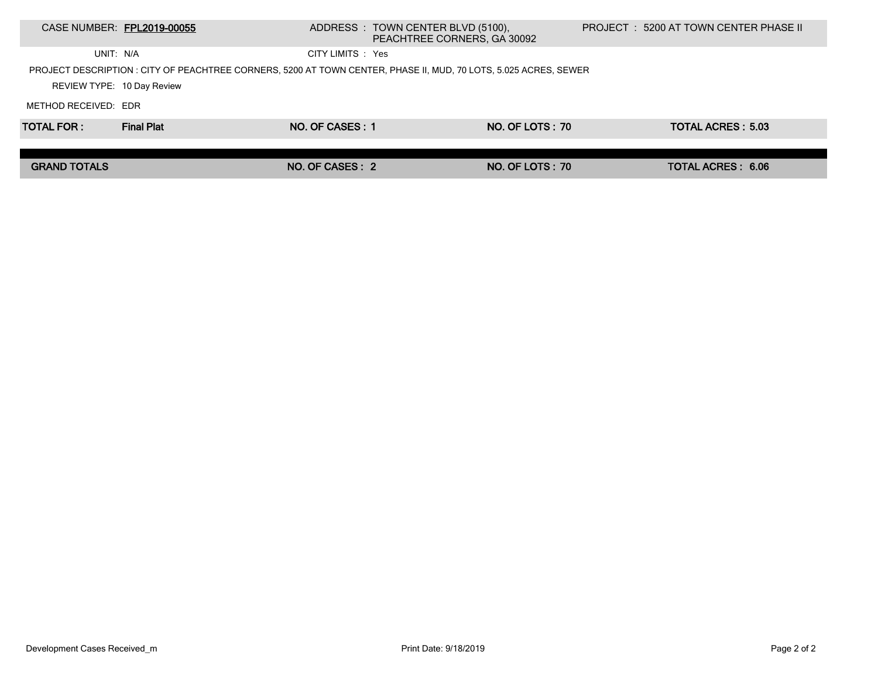| | | | | |
|---|---|---|---|---|
| CASE NUMBER: **FPL2019-00055** | | ADDRESS : TOWN CENTER BLVD (5100), PEACHTREE CORNERS, GA 30092 | | PROJECT : 5200 AT TOWN CENTER PHASE II |
| UNIT: N/A | | CITY LIMITS : Yes | | |

PROJECT DESCRIPTION : CITY OF PEACHTREE CORNERS, 5200 AT TOWN CENTER, PHASE II, MUD, 70 LOTS, 5.025 ACRES, SEWER

REVIEW TYPE: 10 Day Review

METHOD RECEIVED: EDR

| | | | | |
|---|---|---|---|---|
| **TOTAL FOR :** | **Final Plat** | **NO. OF CASES : 1** | **NO. OF LOTS : 70** | **TOTAL ACRES : 5.03** |
| **GRAND TOTALS** | | **NO. OF CASES : 2** | **NO. OF LOTS : 70** | **TOTAL ACRES : 6.06** |

Development Cases Received_m

Print Date: 9/18/2019